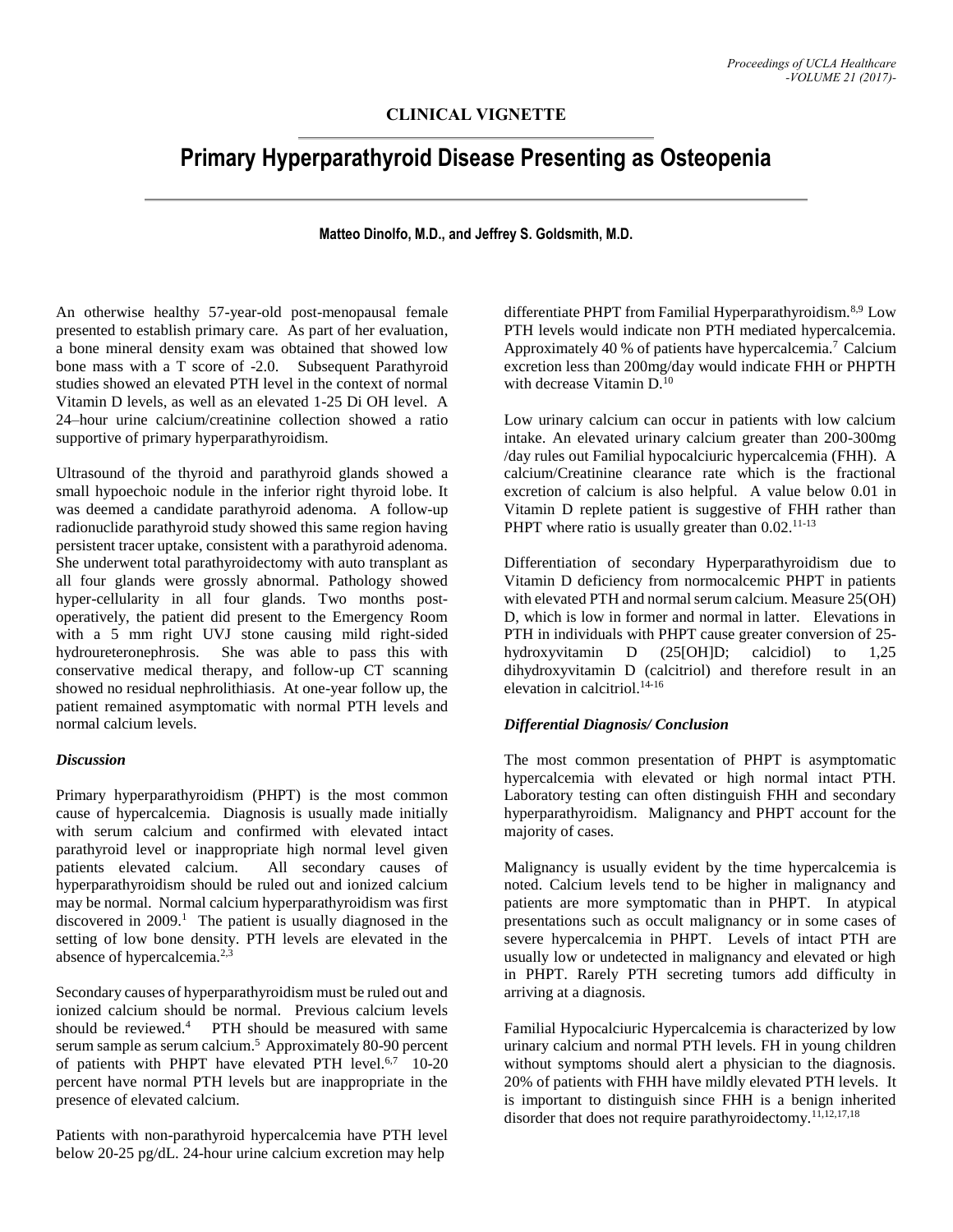**CLINICAL VIGNETTE**

# Primary Hyperparathyroid Disease Presenting as Osteopenia

**Matteo Dinolfo, M.D., and Jeffrey S. Goldsmith, M.D.**

An otherwise healthy 57-year-old post-menopausal female presented to establish primary care. As part of her evaluation, a bone mineral density exam was obtained that showed low bone mass with a T score of -2.0. Subsequent Parathyroid studies showed an elevated PTH level in the context of normal Vitamin D levels, as well as an elevated 1-25 Di OH level. A 24–hour urine calcium/creatinine collection showed a ratio supportive of primary hyperparathyroidism.

Ultrasound of the thyroid and parathyroid glands showed a small hypoechoic nodule in the inferior right thyroid lobe. It was deemed a candidate parathyroid adenoma. A follow-up radionuclide parathyroid study showed this same region having persistent tracer uptake, consistent with a parathyroid adenoma. She underwent total parathyroidectomy with auto transplant as all four glands were grossly abnormal. Pathology showed hyper-cellularity in all four glands. Two months post-operatively, the patient did present to the Emergency Room with a 5 mm right UVJ stone causing mild right-sided hydroureteronephrosis. She was able to pass this with conservative medical therapy, and follow-up CT scanning showed no residual nephrolithiasis. At one-year follow up, the patient remained asymptomatic with normal PTH levels and normal calcium levels.

### *Discussion*

Primary hyperparathyroidism (PHPT) is the most common cause of hypercalcemia. Diagnosis is usually made initially with serum calcium and confirmed with elevated intact parathyroid level or inappropriate high normal level given patients elevated calcium. All secondary causes of hyperparathyroidism should be ruled out and ionized calcium may be normal. Normal calcium hyperparathyroidism was first discovered in 2009.[1] The patient is usually diagnosed in the setting of low bone density. PTH levels are elevated in the absence of hypercalcemia.[2,3]

Secondary causes of hyperparathyroidism must be ruled out and ionized calcium should be normal. Previous calcium levels should be reviewed.[4] PTH should be measured with same serum sample as serum calcium.[5] Approximately 80-90 percent of patients with PHPT have elevated PTH level.[6,7] 10-20 percent have normal PTH levels but are inappropriate in the presence of elevated calcium.

Patients with non-parathyroid hypercalcemia have PTH level below 20-25 pg/dL. 24-hour urine calcium excretion may help differentiate PHPT from Familial Hyperparathyroidism.[8,9] Low PTH levels would indicate non PTH mediated hypercalcemia. Approximately 40 % of patients have hypercalcemia.[7] Calcium excretion less than 200mg/day would indicate FHH or PHPTH with decrease Vitamin D.[10]

Low urinary calcium can occur in patients with low calcium intake. An elevated urinary calcium greater than 200-300mg /day rules out Familial hypocalciuric hypercalcemia (FHH). A calcium/Creatinine clearance rate which is the fractional excretion of calcium is also helpful. A value below 0.01 in Vitamin D replete patient is suggestive of FHH rather than PHPT where ratio is usually greater than 0.02.[11-13]

Differentiation of secondary Hyperparathyroidism due to Vitamin D deficiency from normocalcemic PHPT in patients with elevated PTH and normal serum calcium. Measure 25(OH) D, which is low in former and normal in latter. Elevations in PTH in individuals with PHPT cause greater conversion of 25-hydroxyvitamin D (25[OH]D; calcidiol) to 1,25 dihydroxyvitamin D (calcitriol) and therefore result in an elevation in calcitriol.[14-16]

### *Differential Diagnosis/ Conclusion*

The most common presentation of PHPT is asymptomatic hypercalcemia with elevated or high normal intact PTH. Laboratory testing can often distinguish FHH and secondary hyperparathyroidism. Malignancy and PHPT account for the majority of cases.

Malignancy is usually evident by the time hypercalcemia is noted. Calcium levels tend to be higher in malignancy and patients are more symptomatic than in PHPT. In atypical presentations such as occult malignancy or in some cases of severe hypercalcemia in PHPT. Levels of intact PTH are usually low or undetected in malignancy and elevated or high in PHPT. Rarely PTH secreting tumors add difficulty in arriving at a diagnosis.

Familial Hypocalciuric Hypercalcemia is characterized by low urinary calcium and normal PTH levels. FH in young children without symptoms should alert a physician to the diagnosis. 20% of patients with FHH have mildly elevated PTH levels. It is important to distinguish since FHH is a benign inherited disorder that does not require parathyroidectomy.[11,12,17,18]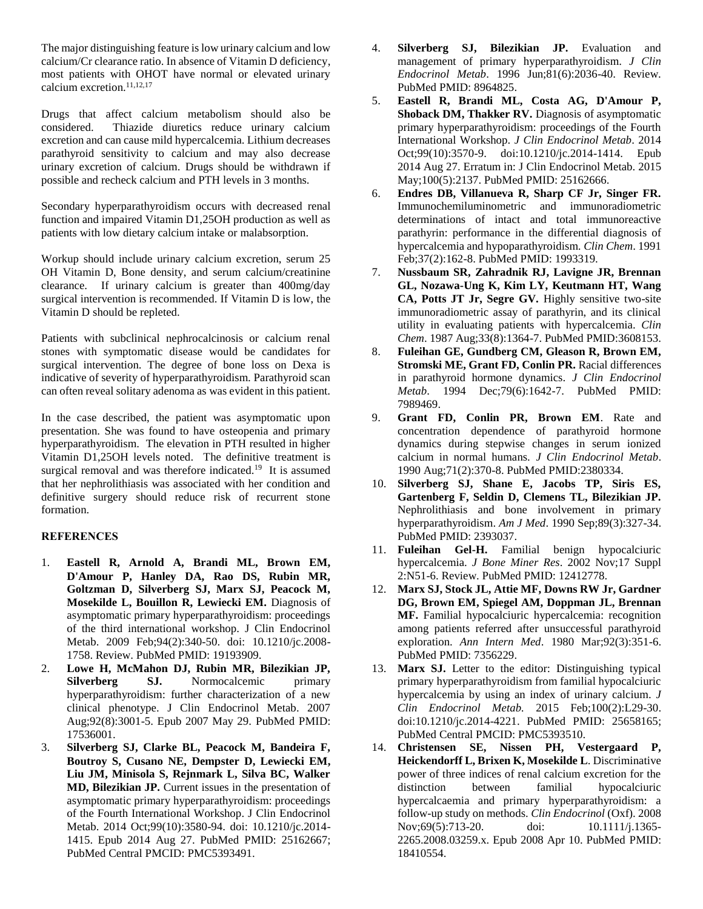The major distinguishing feature is low urinary calcium and low calcium/Cr clearance ratio. In absence of Vitamin D deficiency, most patients with OHOT have normal or elevated urinary calcium excretion.[11,12,17]

Drugs that affect calcium metabolism should also be considered. Thiazide diuretics reduce urinary calcium excretion and can cause mild hypercalcemia. Lithium decreases parathyroid sensitivity to calcium and may also decrease urinary excretion of calcium. Drugs should be withdrawn if possible and recheck calcium and PTH levels in 3 months.

Secondary hyperparathyroidism occurs with decreased renal function and impaired Vitamin D1,25OH production as well as patients with low dietary calcium intake or malabsorption.

Workup should include urinary calcium excretion, serum 25 OH Vitamin D, Bone density, and serum calcium/creatinine clearance. If urinary calcium is greater than 400mg/day surgical intervention is recommended. If Vitamin D is low, the Vitamin D should be repleted.

Patients with subclinical nephrocalcinosis or calcium renal stones with symptomatic disease would be candidates for surgical intervention. The degree of bone loss on Dexa is indicative of severity of hyperparathyroidism. Parathyroid scan can often reveal solitary adenoma as was evident in this patient.

In the case described, the patient was asymptomatic upon presentation. She was found to have osteopenia and primary hyperparathyroidism. The elevation in PTH resulted in higher Vitamin D1,25OH levels noted. The definitive treatment is surgical removal and was therefore indicated.[19] It is assumed that her nephrolithiasis was associated with her condition and definitive surgery should reduce risk of recurrent stone formation.

## REFERENCES

1. **Eastell R, Arnold A, Brandi ML, Brown EM, D'Amour P, Hanley DA, Rao DS, Rubin MR, Goltzman D, Silverberg SJ, Marx SJ, Peacock M, Mosekilde L, Bouillon R, Lewiecki EM.** Diagnosis of asymptomatic primary hyperparathyroidism: proceedings of the third international workshop. J Clin Endocrinol Metab. 2009 Feb;94(2):340-50. doi: 10.1210/jc.2008-1758. Review. PubMed PMID: 19193909.
2. **Lowe H, McMahon DJ, Rubin MR, Bilezikian JP, Silverberg SJ.** Normocalcemic primary hyperparathyroidism: further characterization of a new clinical phenotype. J Clin Endocrinol Metab. 2007 Aug;92(8):3001-5. Epub 2007 May 29. PubMed PMID: 17536001.
3. **Silverberg SJ, Clarke BL, Peacock M, Bandeira F, Boutroy S, Cusano NE, Dempster D, Lewiecki EM, Liu JM, Minisola S, Rejnmark L, Silva BC, Walker MD, Bilezikian JP.** Current issues in the presentation of asymptomatic primary hyperparathyroidism: proceedings of the Fourth International Workshop. J Clin Endocrinol Metab. 2014 Oct;99(10):3580-94. doi: 10.1210/jc.2014-1415. Epub 2014 Aug 27. PubMed PMID: 25162667; PubMed Central PMCID: PMC5393491.
4. **Silverberg SJ, Bilezikian JP.** Evaluation and management of primary hyperparathyroidism. *J Clin Endocrinol Metab*. 1996 Jun;81(6):2036-40. Review. PubMed PMID: 8964825.
5. **Eastell R, Brandi ML, Costa AG, D'Amour P, Shoback DM, Thakker RV.** Diagnosis of asymptomatic primary hyperparathyroidism: proceedings of the Fourth International Workshop. *J Clin Endocrinol Metab*. 2014 Oct;99(10):3570-9. doi:10.1210/jc.2014-1414. Epub 2014 Aug 27. Erratum in: J Clin Endocrinol Metab. 2015 May;100(5):2137. PubMed PMID: 25162666.
6. **Endres DB, Villanueva R, Sharp CF Jr, Singer FR.** Immunochemiluminometric and immunoradiometric determinations of intact and total immunoreactive parathyrin: performance in the differential diagnosis of hypercalcemia and hypoparathyroidism. *Clin Chem*. 1991 Feb;37(2):162-8. PubMed PMID: 1993319.
7. **Nussbaum SR, Zahradnik RJ, Lavigne JR, Brennan GL, Nozawa-Ung K, Kim LY, Keutmann HT, Wang CA, Potts JT Jr, Segre GV.** Highly sensitive two-site immunoradiometric assay of parathyrin, and its clinical utility in evaluating patients with hypercalcemia. *Clin Chem*. 1987 Aug;33(8):1364-7. PubMed PMID:3608153.
8. **Fuleihan GE, Gundberg CM, Gleason R, Brown EM, Stromski ME, Grant FD, Conlin PR.** Racial differences in parathyroid hormone dynamics. *J Clin Endocrinol Metab*. 1994 Dec;79(6):1642-7. PubMed PMID: 7989469.
9. **Grant FD, Conlin PR, Brown EM**. Rate and concentration dependence of parathyroid hormone dynamics during stepwise changes in serum ionized calcium in normal humans. *J Clin Endocrinol Metab*. 1990 Aug;71(2):370-8. PubMed PMID:2380334.
10. **Silverberg SJ, Shane E, Jacobs TP, Siris ES, Gartenberg F, Seldin D, Clemens TL, Bilezikian JP.** Nephrolithiasis and bone involvement in primary hyperparathyroidism. *Am J Med*. 1990 Sep;89(3):327-34. PubMed PMID: 2393037.
11. **Fuleihan Gel-H.** Familial benign hypocalciuric hypercalcemia. *J Bone Miner Res*. 2002 Nov;17 Suppl 2:N51-6. Review. PubMed PMID: 12412778.
12. **Marx SJ, Stock JL, Attie MF, Downs RW Jr, Gardner DG, Brown EM, Spiegel AM, Doppman JL, Brennan MF.** Familial hypocalciuric hypercalcemia: recognition among patients referred after unsuccessful parathyroid exploration. *Ann Intern Med*. 1980 Mar;92(3):351-6. PubMed PMID: 7356229.
13. **Marx SJ.** Letter to the editor: Distinguishing typical primary hyperparathyroidism from familial hypocalciuric hypercalcemia by using an index of urinary calcium. *J Clin Endocrinol Metab.* 2015 Feb;100(2):L29-30. doi:10.1210/jc.2014-4221. PubMed PMID: 25658165; PubMed Central PMCID: PMC5393510.
14. **Christensen SE, Nissen PH, Vestergaard P, Heickendorff L, Brixen K, Mosekilde L**. Discriminative power of three indices of renal calcium excretion for the distinction between familial hypocalciuric hypercalcaemia and primary hyperparathyroidism: a follow-up study on methods. *Clin Endocrinol* (Oxf). 2008 Nov;69(5):713-20. doi: 10.1111/j.1365-2265.2008.03259.x. Epub 2008 Apr 10. PubMed PMID: 18410554.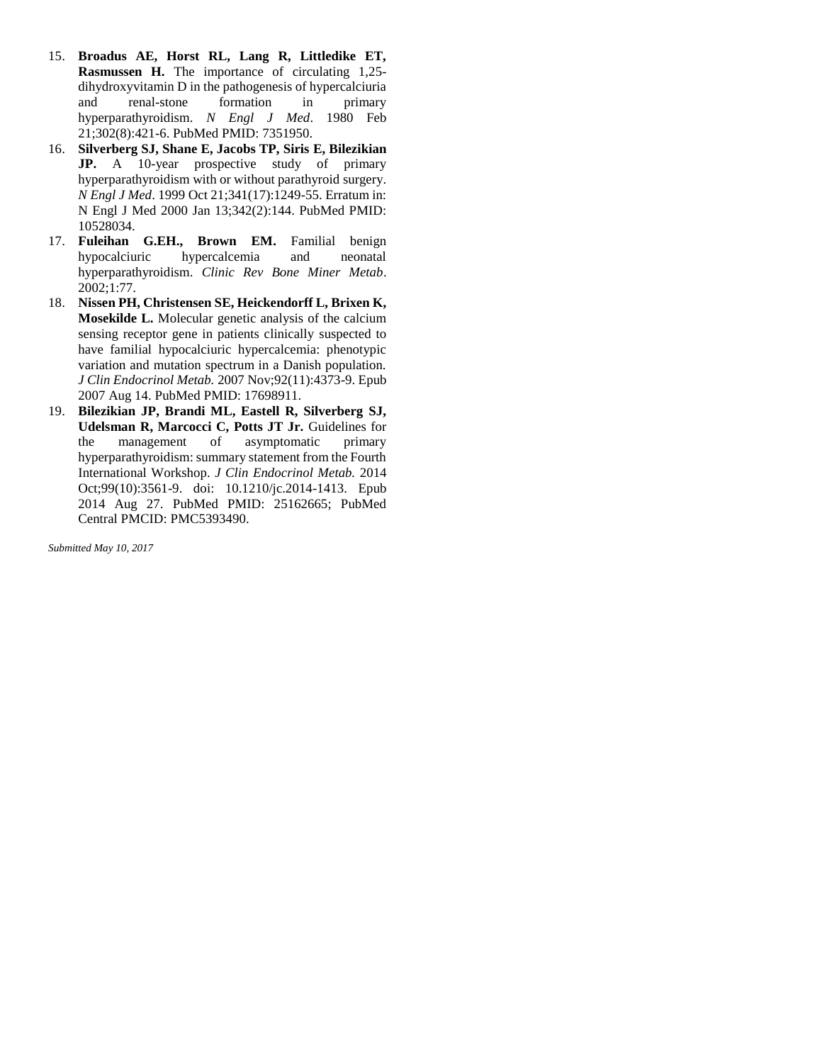15. **Broadus AE, Horst RL, Lang R, Littledike ET, Rasmussen H.** The importance of circulating 1,25-dihydroxyvitamin D in the pathogenesis of hypercalciuria and renal-stone formation in primary hyperparathyroidism. *N Engl J Med*. 1980 Feb 21;302(8):421-6. PubMed PMID: 7351950.
16. **Silverberg SJ, Shane E, Jacobs TP, Siris E, Bilezikian JP.** A 10-year prospective study of primary hyperparathyroidism with or without parathyroid surgery. *N Engl J Med*. 1999 Oct 21;341(17):1249-55. Erratum in: N Engl J Med 2000 Jan 13;342(2):144. PubMed PMID: 10528034.
17. **Fuleihan G.EH., Brown EM.** Familial benign hypocalciuric hypercalcemia and neonatal hyperparathyroidism. *Clinic Rev Bone Miner Metab*. 2002;1:77.
18. **Nissen PH, Christensen SE, Heickendorff L, Brixen K, Mosekilde L.** Molecular genetic analysis of the calcium sensing receptor gene in patients clinically suspected to have familial hypocalciuric hypercalcemia: phenotypic variation and mutation spectrum in a Danish population. *J Clin Endocrinol Metab.* 2007 Nov;92(11):4373-9. Epub 2007 Aug 14. PubMed PMID: 17698911.
19. **Bilezikian JP, Brandi ML, Eastell R, Silverberg SJ, Udelsman R, Marcocci C, Potts JT Jr.** Guidelines for the management of asymptomatic primary hyperparathyroidism: summary statement from the Fourth International Workshop. *J Clin Endocrinol Metab.* 2014 Oct;99(10):3561-9. doi: 10.1210/jc.2014-1413. Epub 2014 Aug 27. PubMed PMID: 25162665; PubMed Central PMCID: PMC5393490.

*Submitted May 10, 2017*